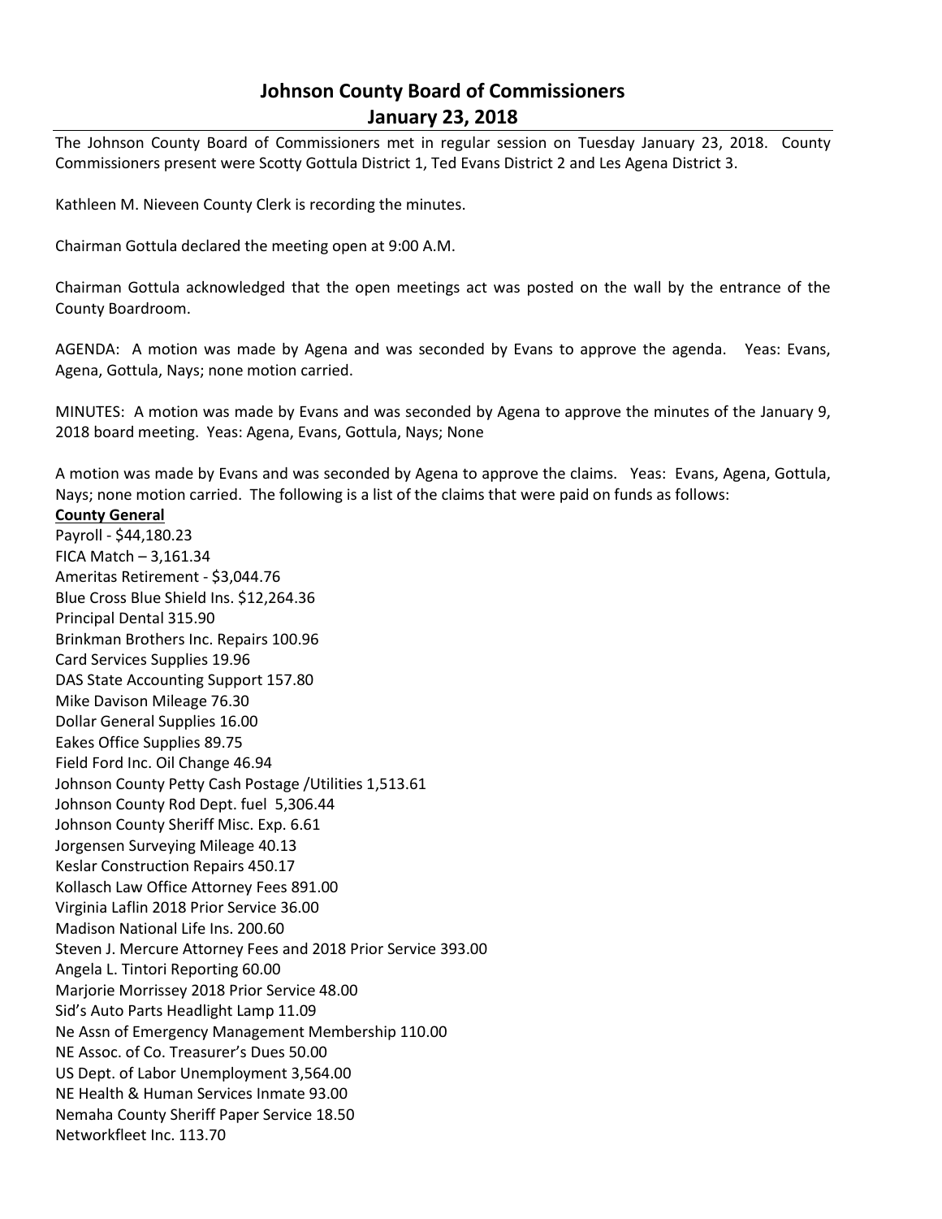# Johnson County Board of Commissioners
# January 23, 2018

The Johnson County Board of Commissioners met in regular session on Tuesday January 23, 2018. County Commissioners present were Scotty Gottula District 1, Ted Evans District 2 and Les Agena District 3.

Kathleen M. Nieveen County Clerk is recording the minutes.

Chairman Gottula declared the meeting open at 9:00 A.M.

Chairman Gottula acknowledged that the open meetings act was posted on the wall by the entrance of the County Boardroom.

AGENDA: A motion was made by Agena and was seconded by Evans to approve the agenda. Yeas: Evans, Agena, Gottula, Nays; none motion carried.

MINUTES: A motion was made by Evans and was seconded by Agena to approve the minutes of the January 9, 2018 board meeting. Yeas: Agena, Evans, Gottula, Nays; None

A motion was made by Evans and was seconded by Agena to approve the claims. Yeas: Evans, Agena, Gottula, Nays; none motion carried. The following is a list of the claims that were paid on funds as follows:

**County General**

Payroll - $44,180.23
FICA Match – 3,161.34
Ameritas Retirement - $3,044.76
Blue Cross Blue Shield Ins. $12,264.36
Principal Dental 315.90
Brinkman Brothers Inc. Repairs 100.96
Card Services Supplies 19.96
DAS State Accounting Support 157.80
Mike Davison Mileage 76.30
Dollar General Supplies 16.00
Eakes Office Supplies 89.75
Field Ford Inc. Oil Change 46.94
Johnson County Petty Cash Postage /Utilities 1,513.61
Johnson County Rod Dept. fuel 5,306.44
Johnson County Sheriff Misc. Exp. 6.61
Jorgensen Surveying Mileage 40.13
Keslar Construction Repairs 450.17
Kollasch Law Office Attorney Fees 891.00
Virginia Laflin 2018 Prior Service 36.00
Madison National Life Ins. 200.60
Steven J. Mercure Attorney Fees and 2018 Prior Service 393.00
Angela L. Tintori Reporting 60.00
Marjorie Morrissey 2018 Prior Service 48.00
Sid's Auto Parts Headlight Lamp 11.09
Ne Assn of Emergency Management Membership 110.00
NE Assoc. of Co. Treasurer's Dues 50.00
US Dept. of Labor Unemployment 3,564.00
NE Health & Human Services Inmate 93.00
Nemaha County Sheriff Paper Service 18.50
Networkfleet Inc. 113.70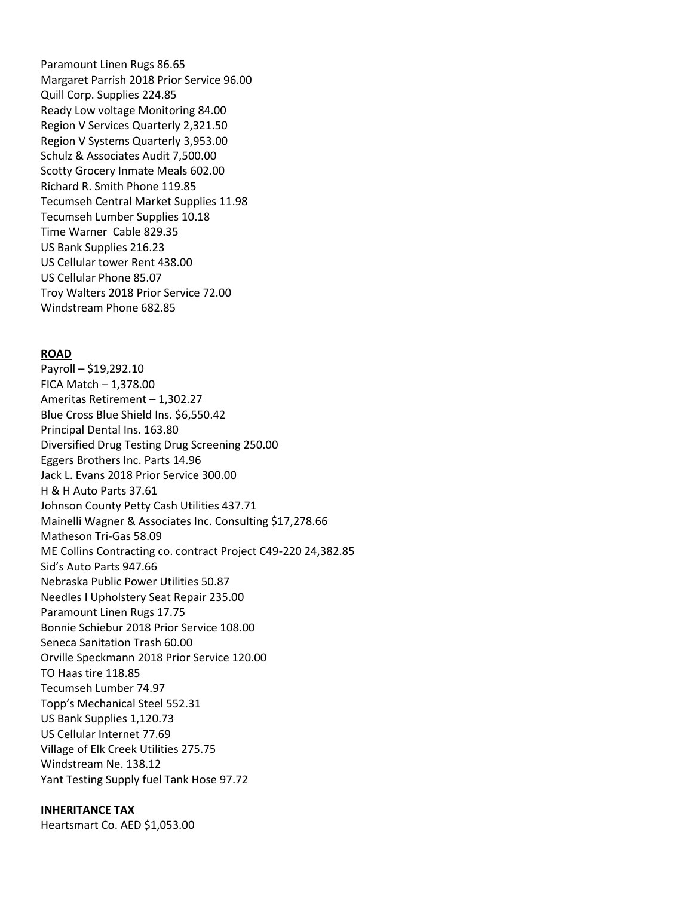Paramount Linen Rugs 86.65
Margaret Parrish 2018 Prior Service 96.00
Quill Corp. Supplies 224.85
Ready Low voltage Monitoring 84.00
Region V Services Quarterly 2,321.50
Region V Systems Quarterly 3,953.00
Schulz & Associates Audit 7,500.00
Scotty Grocery Inmate Meals 602.00
Richard R. Smith Phone 119.85
Tecumseh Central Market Supplies 11.98
Tecumseh Lumber Supplies 10.18
Time Warner Cable 829.35
US Bank Supplies 216.23
US Cellular tower Rent 438.00
US Cellular Phone 85.07
Troy Walters 2018 Prior Service 72.00
Windstream Phone 682.85

**ROAD**

Payroll – $19,292.10
FICA Match – 1,378.00
Ameritas Retirement – 1,302.27
Blue Cross Blue Shield Ins. $6,550.42
Principal Dental Ins. 163.80
Diversified Drug Testing Drug Screening 250.00
Eggers Brothers Inc. Parts 14.96
Jack L. Evans 2018 Prior Service 300.00
H & H Auto Parts 37.61
Johnson County Petty Cash Utilities 437.71
Mainelli Wagner & Associates Inc. Consulting $17,278.66
Matheson Tri-Gas 58.09
ME Collins Contracting co. contract Project C49-220 24,382.85
Sid's Auto Parts 947.66
Nebraska Public Power Utilities 50.87
Needles I Upholstery Seat Repair 235.00
Paramount Linen Rugs 17.75
Bonnie Schiebur 2018 Prior Service 108.00
Seneca Sanitation Trash 60.00
Orville Speckmann 2018 Prior Service 120.00
TO Haas tire 118.85
Tecumseh Lumber 74.97
Topp's Mechanical Steel 552.31
US Bank Supplies 1,120.73
US Cellular Internet 77.69
Village of Elk Creek Utilities 275.75
Windstream Ne. 138.12
Yant Testing Supply fuel Tank Hose 97.72

**INHERITANCE TAX**

Heartsmart Co. AED $1,053.00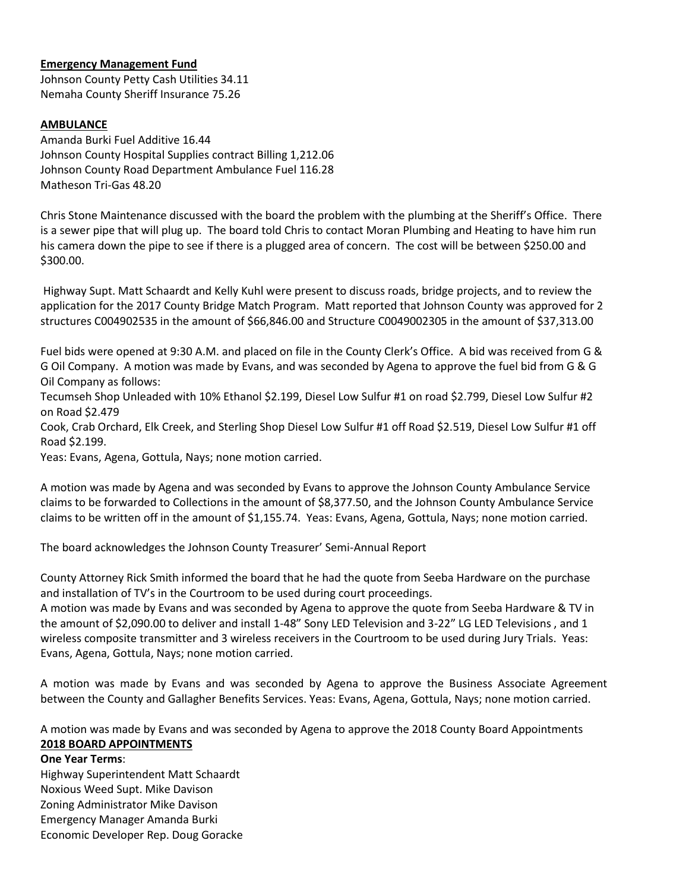**Emergency Management Fund**
Johnson County Petty Cash Utilities 34.11
Nemaha County Sheriff Insurance 75.26

**AMBULANCE**
Amanda Burki Fuel Additive 16.44
Johnson County Hospital Supplies contract Billing 1,212.06
Johnson County Road Department Ambulance Fuel 116.28
Matheson Tri-Gas 48.20

Chris Stone Maintenance discussed with the board the problem with the plumbing at the Sheriff's Office. There is a sewer pipe that will plug up. The board told Chris to contact Moran Plumbing and Heating to have him run his camera down the pipe to see if there is a plugged area of concern. The cost will be between $250.00 and $300.00.

Highway Supt. Matt Schaardt and Kelly Kuhl were present to discuss roads, bridge projects, and to review the application for the 2017 County Bridge Match Program. Matt reported that Johnson County was approved for 2 structures C004902535 in the amount of $66,846.00 and Structure C0049002305 in the amount of $37,313.00

Fuel bids were opened at 9:30 A.M. and placed on file in the County Clerk's Office. A bid was received from G & G Oil Company. A motion was made by Evans, and was seconded by Agena to approve the fuel bid from G & G Oil Company as follows:
Tecumseh Shop Unleaded with 10% Ethanol $2.199, Diesel Low Sulfur #1 on road $2.799, Diesel Low Sulfur #2 on Road $2.479
Cook, Crab Orchard, Elk Creek, and Sterling Shop Diesel Low Sulfur #1 off Road $2.519, Diesel Low Sulfur #1 off Road $2.199.
Yeas: Evans, Agena, Gottula, Nays; none motion carried.

A motion was made by Agena and was seconded by Evans to approve the Johnson County Ambulance Service claims to be forwarded to Collections in the amount of $8,377.50, and the Johnson County Ambulance Service claims to be written off in the amount of $1,155.74. Yeas: Evans, Agena, Gottula, Nays; none motion carried.

The board acknowledges the Johnson County Treasurer' Semi-Annual Report

County Attorney Rick Smith informed the board that he had the quote from Seeba Hardware on the purchase and installation of TV's in the Courtroom to be used during court proceedings.
A motion was made by Evans and was seconded by Agena to approve the quote from Seeba Hardware & TV in the amount of $2,090.00 to deliver and install 1-48" Sony LED Television and 3-22" LG LED Televisions , and 1 wireless composite transmitter and 3 wireless receivers in the Courtroom to be used during Jury Trials. Yeas: Evans, Agena, Gottula, Nays; none motion carried.

A motion was made by Evans and was seconded by Agena to approve the Business Associate Agreement between the County and Gallagher Benefits Services. Yeas: Evans, Agena, Gottula, Nays; none motion carried.

A motion was made by Evans and was seconded by Agena to approve the 2018 County Board Appointments

**2018 BOARD APPOINTMENTS**

**One Year Terms**:
Highway Superintendent Matt Schaardt
Noxious Weed Supt. Mike Davison
Zoning Administrator Mike Davison
Emergency Manager Amanda Burki
Economic Developer Rep. Doug Goracke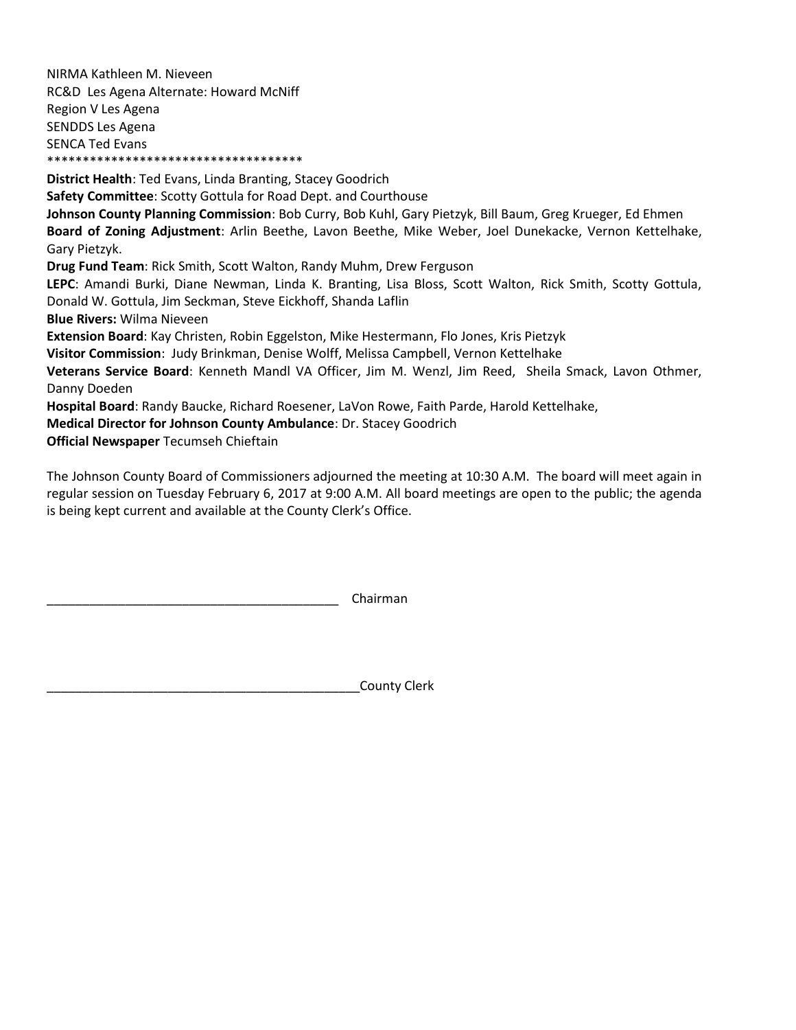NIRMA Kathleen M. Nieveen
RC&D Les Agena Alternate: Howard McNiff
Region V Les Agena
SENDDS Les Agena
SENCA Ted Evans
************************************

**District Health**: Ted Evans, Linda Branting, Stacey Goodrich
**Safety Committee**: Scotty Gottula for Road Dept. and Courthouse
**Johnson County Planning Commission**: Bob Curry, Bob Kuhl, Gary Pietzyk, Bill Baum, Greg Krueger, Ed Ehmen
**Board of Zoning Adjustment**: Arlin Beethe, Lavon Beethe, Mike Weber, Joel Dunekacke, Vernon Kettelhake, Gary Pietzyk.
**Drug Fund Team**: Rick Smith, Scott Walton, Randy Muhm, Drew Ferguson
**LEPC**: Amandi Burki, Diane Newman, Linda K. Branting, Lisa Bloss, Scott Walton, Rick Smith, Scotty Gottula, Donald W. Gottula, Jim Seckman, Steve Eickhoff, Shanda Laflin
**Blue Rivers:** Wilma Nieveen
**Extension Board**: Kay Christen, Robin Eggelston, Mike Hestermann, Flo Jones, Kris Pietzyk
**Visitor Commission**: Judy Brinkman, Denise Wolff, Melissa Campbell, Vernon Kettelhake
**Veterans Service Board**: Kenneth Mandl VA Officer, Jim M. Wenzl, Jim Reed, Sheila Smack, Lavon Othmer, Danny Doeden
**Hospital Board**: Randy Baucke, Richard Roesener, LaVon Rowe, Faith Parde, Harold Kettelhake,
**Medical Director for Johnson County Ambulance**: Dr. Stacey Goodrich
**Official Newspaper** Tecumseh Chieftain

The Johnson County Board of Commissioners adjourned the meeting at 10:30 A.M. The board will meet again in regular session on Tuesday February 6, 2017 at 9:00 A.M. All board meetings are open to the public; the agenda is being kept current and available at the County Clerk's Office.

__________________________________________ Chairman

______________________________________________County Clerk